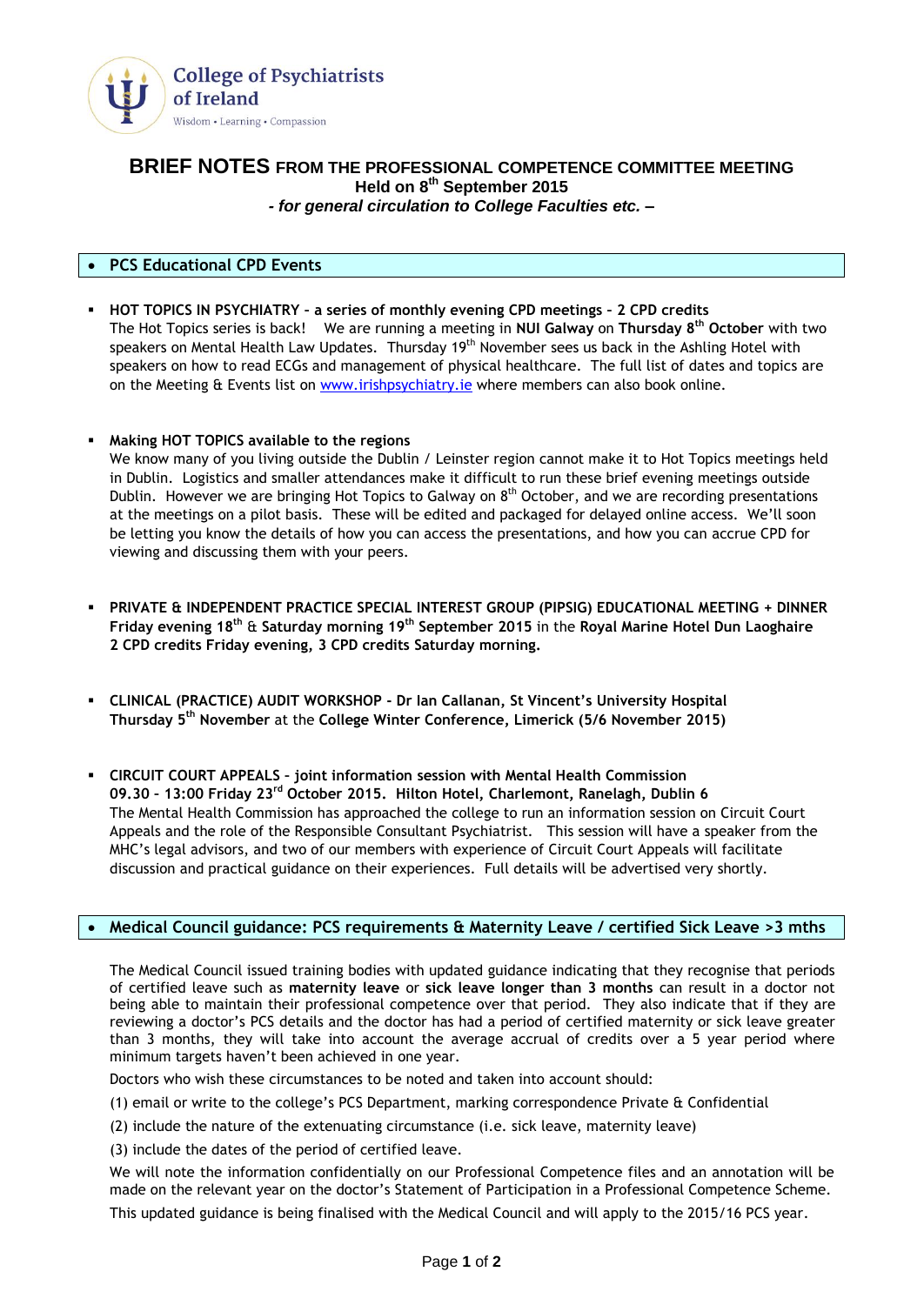College of Psychiatrists of Ireland
Wisdom • Learning • Compassion

# BRIEF NOTES FROM THE PROFESSIONAL COMPETENCE COMMITTEE MEETING

**Held on 8th September 2015**

***- for general circulation to College Faculties etc. –***

## • PCS Educational CPD Events

- **HOT TOPICS IN PSYCHIATRY – a series of monthly evening CPD meetings – 2 CPD credits**
  The Hot Topics series is back! We are running a meeting in **NUI Galway** on **Thursday 8th October** with two speakers on Mental Health Law Updates. Thursday 19th November sees us back in the Ashling Hotel with speakers on how to read ECGs and management of physical healthcare. The full list of dates and topics are on the Meeting & Events list on www.irishpsychiatry.ie where members can also book online.

- **Making HOT TOPICS available to the regions**
  We know many of you living outside the Dublin / Leinster region cannot make it to Hot Topics meetings held in Dublin. Logistics and smaller attendances make it difficult to run these brief evening meetings outside Dublin. However we are bringing Hot Topics to Galway on 8th October, and we are recording presentations at the meetings on a pilot basis. These will be edited and packaged for delayed online access. We'll soon be letting you know the details of how you can access the presentations, and how you can accrue CPD for viewing and discussing them with your peers.

- **PRIVATE & INDEPENDENT PRACTICE SPECIAL INTEREST GROUP (PIPSIG) EDUCATIONAL MEETING + DINNER**
  **Friday evening 18th** & **Saturday morning 19th September 2015** in the **Royal Marine Hotel Dun Laoghaire**
  **2 CPD credits Friday evening, 3 CPD credits Saturday morning.**

- **CLINICAL (PRACTICE) AUDIT WORKSHOP - Dr Ian Callanan, St Vincent's University Hospital**
  **Thursday 5th November** at the **College Winter Conference, Limerick (5/6 November 2015)**

- **CIRCUIT COURT APPEALS – joint information session with Mental Health Commission**
  **09.30 – 13:00 Friday 23rd October 2015. Hilton Hotel, Charlemont, Ranelagh, Dublin 6**
  The Mental Health Commission has approached the college to run an information session on Circuit Court Appeals and the role of the Responsible Consultant Psychiatrist. This session will have a speaker from the MHC's legal advisors, and two of our members with experience of Circuit Court Appeals will facilitate discussion and practical guidance on their experiences. Full details will be advertised very shortly.

## • Medical Council guidance: PCS requirements & Maternity Leave / certified Sick Leave >3 mths

The Medical Council issued training bodies with updated guidance indicating that they recognise that periods of certified leave such as **maternity leave** or **sick leave longer than 3 months** can result in a doctor not being able to maintain their professional competence over that period. They also indicate that if they are reviewing a doctor's PCS details and the doctor has had a period of certified maternity or sick leave greater than 3 months, they will take into account the average accrual of credits over a 5 year period where minimum targets haven't been achieved in one year.

Doctors who wish these circumstances to be noted and taken into account should:

(1) email or write to the college's PCS Department, marking correspondence Private & Confidential

(2) include the nature of the extenuating circumstance (i.e. sick leave, maternity leave)

(3) include the dates of the period of certified leave.

We will note the information confidentially on our Professional Competence files and an annotation will be made on the relevant year on the doctor's Statement of Participation in a Professional Competence Scheme.

This updated guidance is being finalised with the Medical Council and will apply to the 2015/16 PCS year.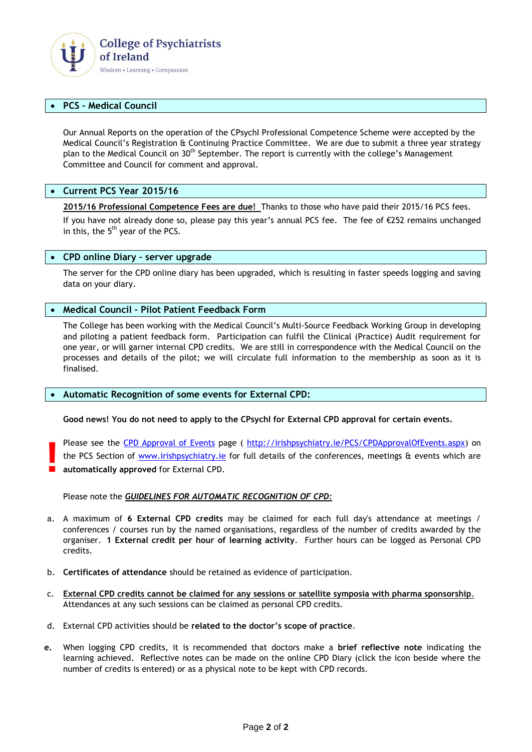College of Psychiatrists of Ireland

Wisdom • Learning • Compassion

## PCS - Medical Council

Our Annual Reports on the operation of the CPsychI Professional Competence Scheme were accepted by the Medical Council's Registration & Continuing Practice Committee. We are due to submit a three year strategy plan to the Medical Council on 30th September. The report is currently with the college's Management Committee and Council for comment and approval.

## Current PCS Year 2015/16

**2015/16 Professional Competence Fees are due!** Thanks to those who have paid their 2015/16 PCS fees.

If you have not already done so, please pay this year's annual PCS fee. The fee of €252 remains unchanged in this, the 5th year of the PCS.

## CPD online Diary - server upgrade

The server for the CPD online diary has been upgraded, which is resulting in faster speeds logging and saving data on your diary.

## Medical Council – Pilot Patient Feedback Form

The College has been working with the Medical Council's Multi-Source Feedback Working Group in developing and piloting a patient feedback form. Participation can fulfil the Clinical (Practice) Audit requirement for one year, or will garner internal CPD credits. We are still in correspondence with the Medical Council on the processes and details of the pilot; we will circulate full information to the membership as soon as it is finalised.

## Automatic Recognition of some events for External CPD:

**Good news! You do not need to apply to the CPsychI for External CPD approval for certain events.**

**!** Please see the [CPD Approval of Events](http://irishpsychiatry.ie/PCS/CPDApprovalOfEvents.aspx) page ( http://irishpsychiatry.ie/PCS/CPDApprovalOfEvents.aspx) on the PCS Section of www.irishpsychiatry.ie for full details of the conferences, meetings & events which are **automatically approved** for External CPD.

Please note the ***GUIDELINES FOR AUTOMATIC RECOGNITION OF CPD:***

a. A maximum of **6 External CPD credits** may be claimed for each full day's attendance at meetings / conferences / courses run by the named organisations, regardless of the number of credits awarded by the organiser. **1 External credit per hour of learning activity**. Further hours can be logged as Personal CPD credits.

b. **Certificates of attendance** should be retained as evidence of participation.

c. **External CPD credits cannot be claimed for any sessions or satellite symposia with pharma sponsorship**. Attendances at any such sessions can be claimed as personal CPD credits.

d. External CPD activities should be **related to the doctor's scope of practice**.

e. When logging CPD credits, it is recommended that doctors make a **brief reflective note** indicating the learning achieved. Reflective notes can be made on the online CPD Diary (click the icon beside where the number of credits is entered) or as a physical note to be kept with CPD records.